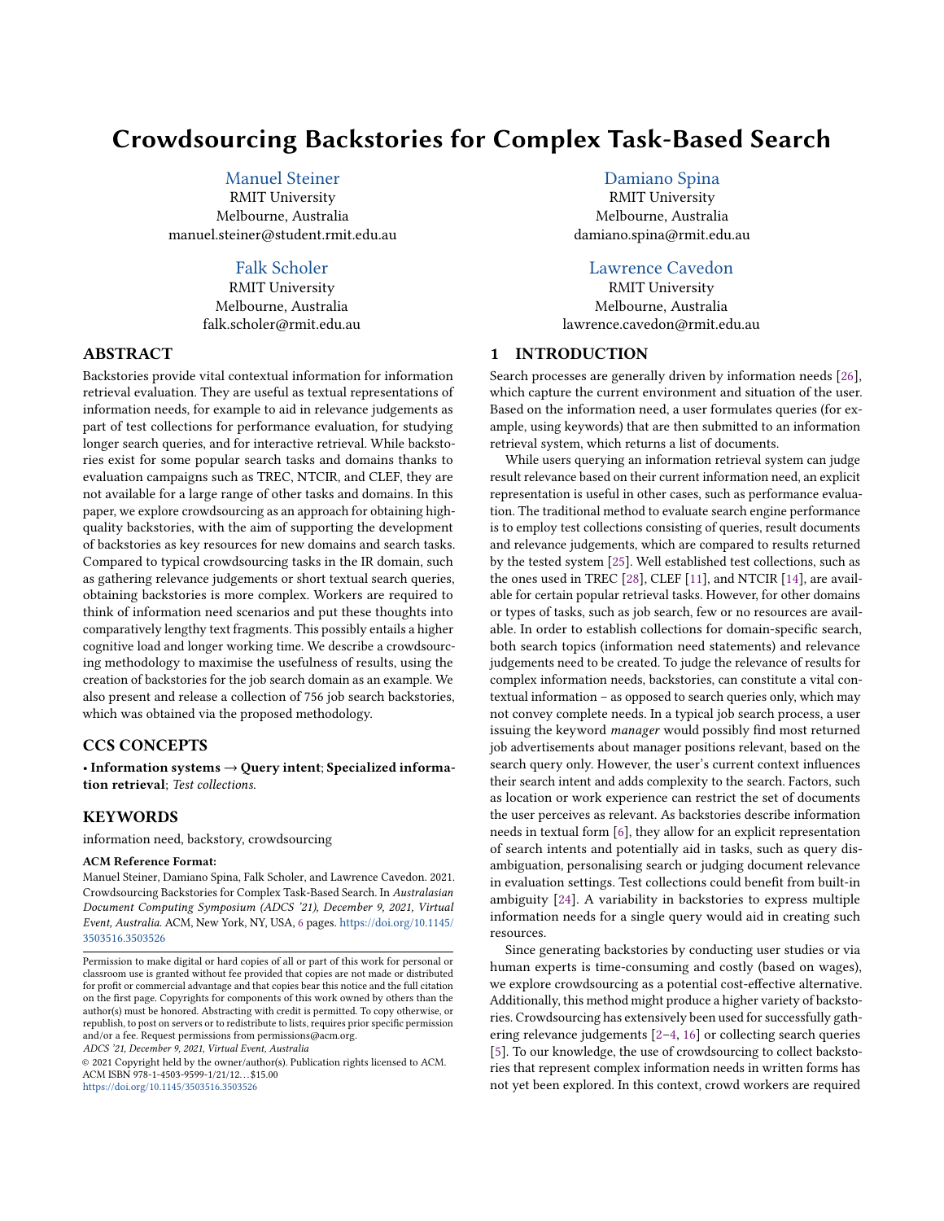# Crowdsourcing Backstories for Complex Task-Based Search

Manuel Steiner
RMIT University
Melbourne, Australia
manuel.steiner@student.rmit.edu.au

Damiano Spina
RMIT University
Melbourne, Australia
damiano.spina@rmit.edu.au

Falk Scholer
RMIT University
Melbourne, Australia
falk.scholer@rmit.edu.au

Lawrence Cavedon
RMIT University
Melbourne, Australia
lawrence.cavedon@rmit.edu.au

## ABSTRACT

Backstories provide vital contextual information for information retrieval evaluation. They are useful as textual representations of information needs, for example to aid in relevance judgements as part of test collections for performance evaluation, for studying longer search queries, and for interactive retrieval. While backstories exist for some popular search tasks and domains thanks to evaluation campaigns such as TREC, NTCIR, and CLEF, they are not available for a large range of other tasks and domains. In this paper, we explore crowdsourcing as an approach for obtaining high-quality backstories, with the aim of supporting the development of backstories as key resources for new domains and search tasks. Compared to typical crowdsourcing tasks in the IR domain, such as gathering relevance judgements or short textual search queries, obtaining backstories is more complex. Workers are required to think of information need scenarios and put these thoughts into comparatively lengthy text fragments. This possibly entails a higher cognitive load and longer working time. We describe a crowdsourcing methodology to maximise the usefulness of results, using the creation of backstories for the job search domain as an example. We also present and release a collection of 756 job search backstories, which was obtained via the proposed methodology.

## CCS CONCEPTS

• **Information systems** → **Query intent**; **Specialized information retrieval**; *Test collections.*

## KEYWORDS

information need, backstory, crowdsourcing

**ACM Reference Format:**
Manuel Steiner, Damiano Spina, Falk Scholer, and Lawrence Cavedon. 2021. Crowdsourcing Backstories for Complex Task-Based Search. In *Australasian Document Computing Symposium (ADCS '21), December 9, 2021, Virtual Event, Australia.* ACM, New York, NY, USA, 6 pages. https://doi.org/10.1145/3503516.3503526

Permission to make digital or hard copies of all or part of this work for personal or classroom use is granted without fee provided that copies are not made or distributed for profit or commercial advantage and that copies bear this notice and the full citation on the first page. Copyrights for components of this work owned by others than the author(s) must be honored. Abstracting with credit is permitted. To copy otherwise, or republish, to post on servers or to redistribute to lists, requires prior specific permission and/or a fee. Request permissions from permissions@acm.org.
*ADCS '21, December 9, 2021, Virtual Event, Australia*
© 2021 Copyright held by the owner/author(s). Publication rights licensed to ACM.
ACM ISBN 978-1-4503-9599-1/21/12...$15.00
https://doi.org/10.1145/3503516.3503526

## 1 INTRODUCTION

Search processes are generally driven by information needs [26], which capture the current environment and situation of the user. Based on the information need, a user formulates queries (for example, using keywords) that are then submitted to an information retrieval system, which returns a list of documents.

While users querying an information retrieval system can judge result relevance based on their current information need, an explicit representation is useful in other cases, such as performance evaluation. The traditional method to evaluate search engine performance is to employ test collections consisting of queries, result documents and relevance judgements, which are compared to results returned by the tested system [25]. Well established test collections, such as the ones used in TREC [28], CLEF [11], and NTCIR [14], are available for certain popular retrieval tasks. However, for other domains or types of tasks, such as job search, few or no resources are available. In order to establish collections for domain-specific search, both search topics (information need statements) and relevance judgements need to be created. To judge the relevance of results for complex information needs, backstories, can constitute a vital contextual information – as opposed to search queries only, which may not convey complete needs. In a typical job search process, a user issuing the keyword *manager* would possibly find most returned job advertisements about manager positions relevant, based on the search query only. However, the user's current context influences their search intent and adds complexity to the search. Factors, such as location or work experience can restrict the set of documents the user perceives as relevant. As backstories describe information needs in textual form [6], they allow for an explicit representation of search intents and potentially aid in tasks, such as query disambiguation, personalising search or judging document relevance in evaluation settings. Test collections could benefit from built-in ambiguity [24]. A variability in backstories to express multiple information needs for a single query would aid in creating such resources.

Since generating backstories by conducting user studies or via human experts is time-consuming and costly (based on wages), we explore crowdsourcing as a potential cost-effective alternative. Additionally, this method might produce a higher variety of backstories. Crowdsourcing has extensively been used for successfully gathering relevance judgements [2–4, 16] or collecting search queries [5]. To our knowledge, the use of crowdsourcing to collect backstories that represent complex information needs in written forms has not yet been explored. In this context, crowd workers are required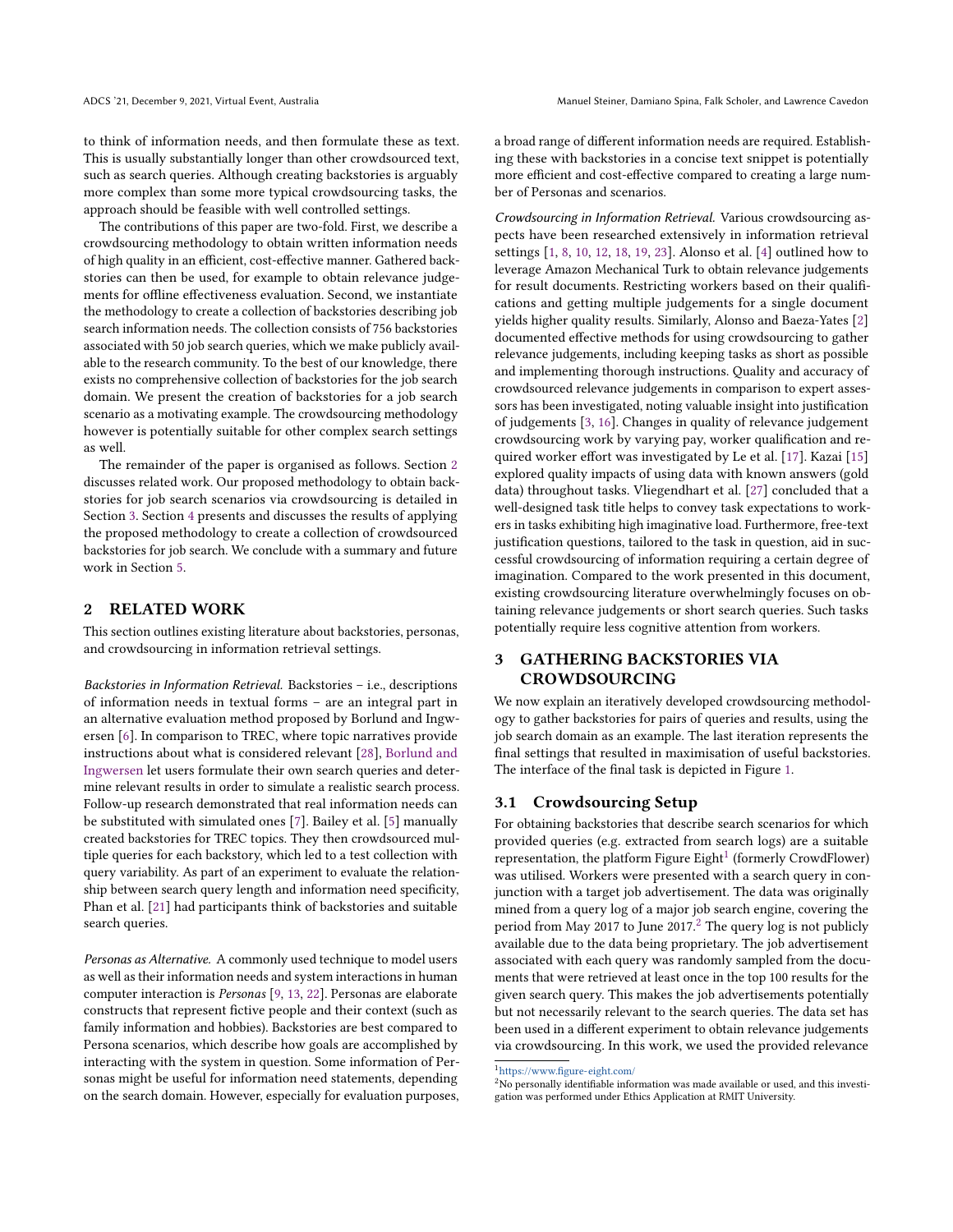to think of information needs, and then formulate these as text. This is usually substantially longer than other crowdsourced text, such as search queries. Although creating backstories is arguably more complex than some more typical crowdsourcing tasks, the approach should be feasible with well controlled settings.

The contributions of this paper are two-fold. First, we describe a crowdsourcing methodology to obtain written information needs of high quality in an efficient, cost-effective manner. Gathered backstories can then be used, for example to obtain relevance judgements for offline effectiveness evaluation. Second, we instantiate the methodology to create a collection of backstories describing job search information needs. The collection consists of 756 backstories associated with 50 job search queries, which we make publicly available to the research community. To the best of our knowledge, there exists no comprehensive collection of backstories for the job search domain. We present the creation of backstories for a job search scenario as a motivating example. The crowdsourcing methodology however is potentially suitable for other complex search settings as well.

The remainder of the paper is organised as follows. Section 2 discusses related work. Our proposed methodology to obtain backstories for job search scenarios via crowdsourcing is detailed in Section 3. Section 4 presents and discusses the results of applying the proposed methodology to create a collection of crowdsourced backstories for job search. We conclude with a summary and future work in Section 5.

## 2 RELATED WORK

This section outlines existing literature about backstories, personas, and crowdsourcing in information retrieval settings.

*Backstories in Information Retrieval.* Backstories – i.e., descriptions of information needs in textual forms – are an integral part in an alternative evaluation method proposed by Borlund and Ingwersen [6]. In comparison to TREC, where topic narratives provide instructions about what is considered relevant [28], Borlund and Ingwersen let users formulate their own search queries and determine relevant results in order to simulate a realistic search process. Follow-up research demonstrated that real information needs can be substituted with simulated ones [7]. Bailey et al. [5] manually created backstories for TREC topics. They then crowdsourced multiple queries for each backstory, which led to a test collection with query variability. As part of an experiment to evaluate the relationship between search query length and information need specificity, Phan et al. [21] had participants think of backstories and suitable search queries.

*Personas as Alternative.* A commonly used technique to model users as well as their information needs and system interactions in human computer interaction is *Personas* [9, 13, 22]. Personas are elaborate constructs that represent fictive people and their context (such as family information and hobbies). Backstories are best compared to Persona scenarios, which describe how goals are accomplished by interacting with the system in question. Some information of Personas might be useful for information need statements, depending on the search domain. However, especially for evaluation purposes, a broad range of different information needs are required. Establishing these with backstories in a concise text snippet is potentially more efficient and cost-effective compared to creating a large number of Personas and scenarios.

*Crowdsourcing in Information Retrieval.* Various crowdsourcing aspects have been researched extensively in information retrieval settings [1, 8, 10, 12, 18, 19, 23]. Alonso et al. [4] outlined how to leverage Amazon Mechanical Turk to obtain relevance judgements for result documents. Restricting workers based on their qualifications and getting multiple judgements for a single document yields higher quality results. Similarly, Alonso and Baeza-Yates [2] documented effective methods for using crowdsourcing to gather relevance judgements, including keeping tasks as short as possible and implementing thorough instructions. Quality and accuracy of crowdsourced relevance judgements in comparison to expert assessors has been investigated, noting valuable insight into justification of judgements [3, 16]. Changes in quality of relevance judgement crowdsourcing work by varying pay, worker qualification and required worker effort was investigated by Le et al. [17]. Kazai [15] explored quality impacts of using data with known answers (gold data) throughout tasks. Vliegendhart et al. [27] concluded that a well-designed task title helps to convey task expectations to workers in tasks exhibiting high imaginative load. Furthermore, free-text justification questions, tailored to the task in question, aid in successful crowdsourcing of information requiring a certain degree of imagination. Compared to the work presented in this document, existing crowdsourcing literature overwhelmingly focuses on obtaining relevance judgements or short search queries. Such tasks potentially require less cognitive attention from workers.

## 3 GATHERING BACKSTORIES VIA CROWDSOURCING

We now explain an iteratively developed crowdsourcing methodology to gather backstories for pairs of queries and results, using the job search domain as an example. The last iteration represents the final settings that resulted in maximisation of useful backstories. The interface of the final task is depicted in Figure 1.

### 3.1 Crowdsourcing Setup

For obtaining backstories that describe search scenarios for which provided queries (e.g. extracted from search logs) are a suitable representation, the platform Figure Eight[1] (formerly CrowdFlower) was utilised. Workers were presented with a search query in conjunction with a target job advertisement. The data was originally mined from a query log of a major job search engine, covering the period from May 2017 to June 2017.[2] The query log is not publicly available due to the data being proprietary. The job advertisement associated with each query was randomly sampled from the documents that were retrieved at least once in the top 100 results for the given search query. This makes the job advertisements potentially but not necessarily relevant to the search queries. The data set has been used in a different experiment to obtain relevance judgements via crowdsourcing. In this work, we used the provided relevance

[1] https://www.figure-eight.com/

[2] No personally identifiable information was made available or used, and this investigation was performed under Ethics Application at RMIT University.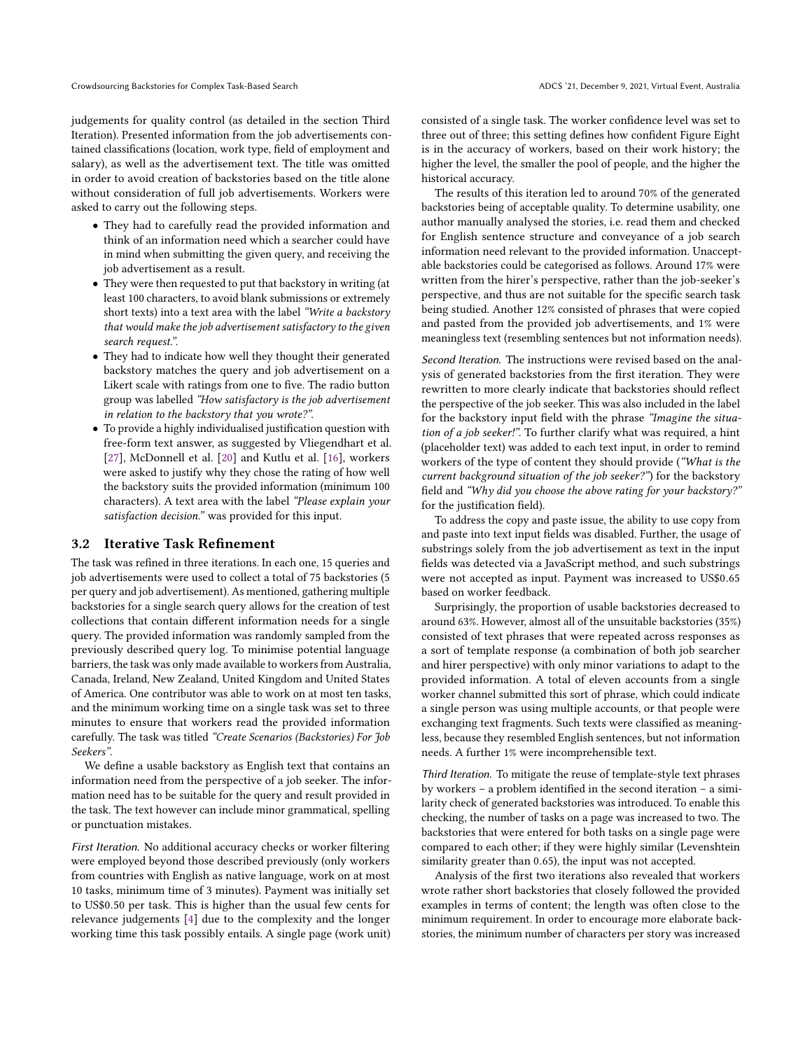judgements for quality control (as detailed in the section Third Iteration). Presented information from the job advertisements contained classifications (location, work type, field of employment and salary), as well as the advertisement text. The title was omitted in order to avoid creation of backstories based on the title alone without consideration of full job advertisements. Workers were asked to carry out the following steps.

- They had to carefully read the provided information and think of an information need which a searcher could have in mind when submitting the given query, and receiving the job advertisement as a result.
- They were then requested to put that backstory in writing (at least 100 characters, to avoid blank submissions or extremely short texts) into a text area with the label *"Write a backstory that would make the job advertisement satisfactory to the given search request."*.
- They had to indicate how well they thought their generated backstory matches the query and job advertisement on a Likert scale with ratings from one to five. The radio button group was labelled *"How satisfactory is the job advertisement in relation to the backstory that you wrote?"*.
- To provide a highly individualised justification question with free-form text answer, as suggested by Vliegendhart et al. [27], McDonnell et al. [20] and Kutlu et al. [16], workers were asked to justify why they chose the rating of how well the backstory suits the provided information (minimum 100 characters). A text area with the label *"Please explain your satisfaction decision."* was provided for this input.

## 3.2 Iterative Task Refinement

The task was refined in three iterations. In each one, 15 queries and job advertisements were used to collect a total of 75 backstories (5 per query and job advertisement). As mentioned, gathering multiple backstories for a single search query allows for the creation of test collections that contain different information needs for a single query. The provided information was randomly sampled from the previously described query log. To minimise potential language barriers, the task was only made available to workers from Australia, Canada, Ireland, New Zealand, United Kingdom and United States of America. One contributor was able to work on at most ten tasks, and the minimum working time on a single task was set to three minutes to ensure that workers read the provided information carefully. The task was titled *"Create Scenarios (Backstories) For Job Seekers"*.

We define a usable backstory as English text that contains an information need from the perspective of a job seeker. The information need has to be suitable for the query and result provided in the task. The text however can include minor grammatical, spelling or punctuation mistakes.

*First Iteration.* No additional accuracy checks or worker filtering were employed beyond those described previously (only workers from countries with English as native language, work on at most 10 tasks, minimum time of 3 minutes). Payment was initially set to US$0.50 per task. This is higher than the usual few cents for relevance judgements [4] due to the complexity and the longer working time this task possibly entails. A single page (work unit) consisted of a single task. The worker confidence level was set to three out of three; this setting defines how confident Figure Eight is in the accuracy of workers, based on their work history; the higher the level, the smaller the pool of people, and the higher the historical accuracy.

The results of this iteration led to around 70% of the generated backstories being of acceptable quality. To determine usability, one author manually analysed the stories, i.e. read them and checked for English sentence structure and conveyance of a job search information need relevant to the provided information. Unacceptable backstories could be categorised as follows. Around 17% were written from the hirer's perspective, rather than the job-seeker's perspective, and thus are not suitable for the specific search task being studied. Another 12% consisted of phrases that were copied and pasted from the provided job advertisements, and 1% were meaningless text (resembling sentences but not information needs).

*Second Iteration.* The instructions were revised based on the analysis of generated backstories from the first iteration. They were rewritten to more clearly indicate that backstories should reflect the perspective of the job seeker. This was also included in the label for the backstory input field with the phrase *"Imagine the situation of a job seeker!"*. To further clarify what was required, a hint (placeholder text) was added to each text input, in order to remind workers of the type of content they should provide (*"What is the current background situation of the job seeker?"*) for the backstory field and *"Why did you choose the above rating for your backstory?"* for the justification field).

To address the copy and paste issue, the ability to use copy from and paste into text input fields was disabled. Further, the usage of substrings solely from the job advertisement as text in the input fields was detected via a JavaScript method, and such substrings were not accepted as input. Payment was increased to US$0.65 based on worker feedback.

Surprisingly, the proportion of usable backstories decreased to around 63%. However, almost all of the unsuitable backstories (35%) consisted of text phrases that were repeated across responses as a sort of template response (a combination of both job searcher and hirer perspective) with only minor variations to adapt to the provided information. A total of eleven accounts from a single worker channel submitted this sort of phrase, which could indicate a single person was using multiple accounts, or that people were exchanging text fragments. Such texts were classified as meaningless, because they resembled English sentences, but not information needs. A further 1% were incomprehensible text.

*Third Iteration.* To mitigate the reuse of template-style text phrases by workers – a problem identified in the second iteration – a similarity check of generated backstories was introduced. To enable this checking, the number of tasks on a page was increased to two. The backstories that were entered for both tasks on a single page were compared to each other; if they were highly similar (Levenshtein similarity greater than 0.65), the input was not accepted.

Analysis of the first two iterations also revealed that workers wrote rather short backstories that closely followed the provided examples in terms of content; the length was often close to the minimum requirement. In order to encourage more elaborate backstories, the minimum number of characters per story was increased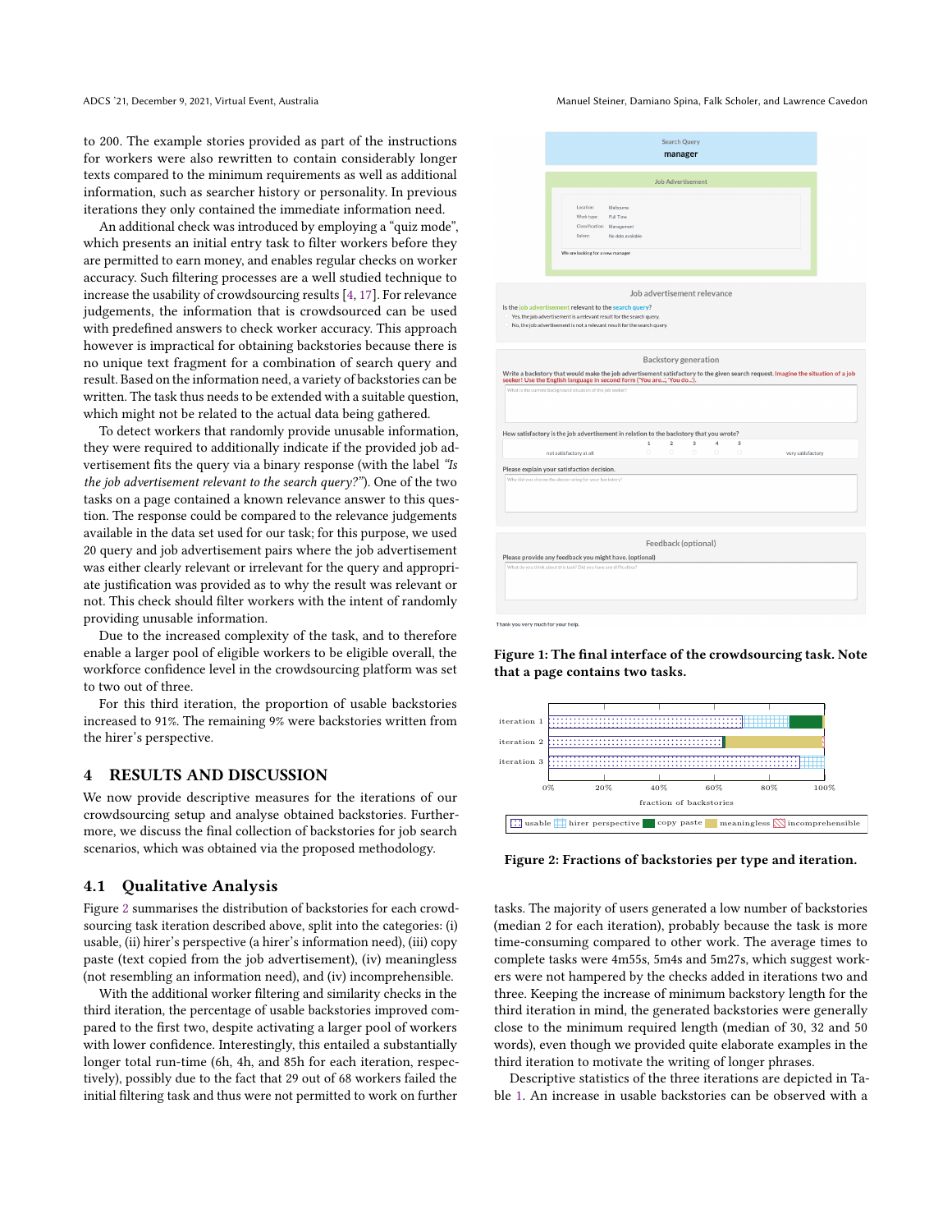to 200. The example stories provided as part of the instructions for workers were also rewritten to contain considerably longer texts compared to the minimum requirements as well as additional information, such as searcher history or personality. In previous iterations they only contained the immediate information need.

An additional check was introduced by employing a "quiz mode", which presents an initial entry task to filter workers before they are permitted to earn money, and enables regular checks on worker accuracy. Such filtering processes are a well studied technique to increase the usability of crowdsourcing results [4, 17]. For relevance judgements, the information that is crowdsourced can be used with predefined answers to check worker accuracy. This approach however is impractical for obtaining backstories because there is no unique text fragment for a combination of search query and result. Based on the information need, a variety of backstories can be written. The task thus needs to be extended with a suitable question, which might not be related to the actual data being gathered.

To detect workers that randomly provide unusable information, they were required to additionally indicate if the provided job advertisement fits the query via a binary response (with the label *"Is the job advertisement relevant to the search query?"*). One of the two tasks on a page contained a known relevance answer to this question. The response could be compared to the relevance judgements available in the data set used for our task; for this purpose, we used 20 query and job advertisement pairs where the job advertisement was either clearly relevant or irrelevant for the query and appropriate justification was provided as to why the result was relevant or not. This check should filter workers with the intent of randomly providing unusable information.

Due to the increased complexity of the task, and to therefore enable a larger pool of eligible workers to be eligible overall, the workforce confidence level in the crowdsourcing platform was set to two out of three.

For this third iteration, the proportion of usable backstories increased to 91%. The remaining 9% were backstories written from the hirer's perspective.

**Figure 1: The final interface of the crowdsourcing task. Note that a page contains two tasks.**

**Figure 2: Fractions of backstories per type and iteration.**

## 4 RESULTS AND DISCUSSION

We now provide descriptive measures for the iterations of our crowdsourcing setup and analyse obtained backstories. Furthermore, we discuss the final collection of backstories for job search scenarios, which was obtained via the proposed methodology.

### 4.1 Qualitative Analysis

Figure 2 summarises the distribution of backstories for each crowdsourcing task iteration described above, split into the categories: (i) usable, (ii) hirer's perspective (a hirer's information need), (iii) copy paste (text copied from the job advertisement), (iv) meaningless (not resembling an information need), and (iv) incomprehensible.

With the additional worker filtering and similarity checks in the third iteration, the percentage of usable backstories improved compared to the first two, despite activating a larger pool of workers with lower confidence. Interestingly, this entailed a substantially longer total run-time (6h, 4h, and 85h for each iteration, respectively), possibly due to the fact that 29 out of 68 workers failed the initial filtering task and thus were not permitted to work on further tasks. The majority of users generated a low number of backstories (median 2 for each iteration), probably because the task is more time-consuming compared to other work. The average times to complete tasks were 4m55s, 5m4s and 5m27s, which suggest workers were not hampered by the checks added in iterations two and three. Keeping the increase of minimum backstory length for the third iteration in mind, the generated backstories were generally close to the minimum required length (median of 30, 32 and 50 words), even though we provided quite elaborate examples in the third iteration to motivate the writing of longer phrases.

Descriptive statistics of the three iterations are depicted in Table 1. An increase in usable backstories can be observed with a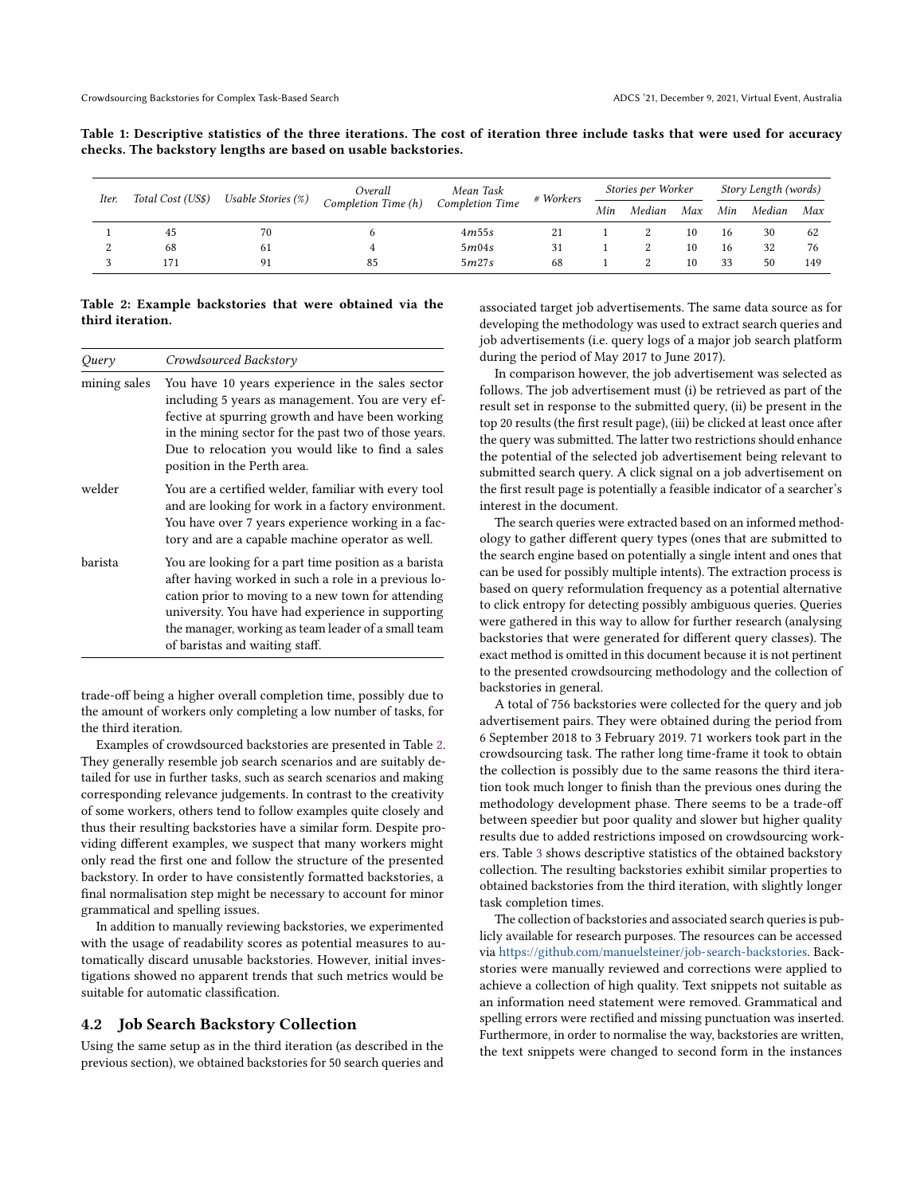**Table 1: Descriptive statistics of the three iterations. The cost of iteration three include tasks that were used for accuracy checks. The backstory lengths are based on usable backstories.**

| *Iter.* | *Total Cost (US$)* | *Usable Stories (%)* | *Overall Completion Time (h)* | *Mean Task Completion Time* | *# Workers* | *Stories per Worker* | | | *Story Length (words)* | | |
|---|---|---|---|---|---|---|---|---|---|---|---|
| | | | | | | *Min* | *Median* | *Max* | *Min* | *Median* | *Max* |
| 1 | 45 | 70 | 6 | 4*m*55*s* | 21 | 1 | 2 | 10 | 16 | 30 | 62 |
| 2 | 68 | 61 | 4 | 5*m*04*s* | 31 | 1 | 2 | 10 | 16 | 32 | 76 |
| 3 | 171 | 91 | 85 | 5*m*27*s* | 68 | 1 | 2 | 10 | 33 | 50 | 149 |

**Table 2: Example backstories that were obtained via the third iteration.**

| *Query* | *Crowdsourced Backstory* |
|---|---|
| mining sales | You have 10 years experience in the sales sector including 5 years as management. You are very effective at spurring growth and have been working in the mining sector for the past two of those years. Due to relocation you would like to find a sales position in the Perth area. |
| welder | You are a certified welder, familiar with every tool and are looking for work in a factory environment. You have over 7 years experience working in a factory and are a capable machine operator as well. |
| barista | You are looking for a part time position as a barista after having worked in such a role in a previous location prior to moving to a new town for attending university. You have had experience in supporting the manager, working as team leader of a small team of baristas and waiting staff. |

trade-off being a higher overall completion time, possibly due to the amount of workers only completing a low number of tasks, for the third iteration.

Examples of crowdsourced backstories are presented in Table 2. They generally resemble job search scenarios and are suitably detailed for use in further tasks, such as search scenarios and making corresponding relevance judgements. In contrast to the creativity of some workers, others tend to follow examples quite closely and thus their resulting backstories have a similar form. Despite providing different examples, we suspect that many workers might only read the first one and follow the structure of the presented backstory. In order to have consistently formatted backstories, a final normalisation step might be necessary to account for minor grammatical and spelling issues.

In addition to manually reviewing backstories, we experimented with the usage of readability scores as potential measures to automatically discard unusable backstories. However, initial investigations showed no apparent trends that such metrics would be suitable for automatic classification.

## 4.2 Job Search Backstory Collection

Using the same setup as in the third iteration (as described in the previous section), we obtained backstories for 50 search queries and associated target job advertisements. The same data source as for developing the methodology was used to extract search queries and job advertisements (i.e. query logs of a major job search platform during the period of May 2017 to June 2017).

In comparison however, the job advertisement was selected as follows. The job advertisement must (i) be retrieved as part of the result set in response to the submitted query, (ii) be present in the top 20 results (the first result page), (iii) be clicked at least once after the query was submitted. The latter two restrictions should enhance the potential of the selected job advertisement being relevant to submitted search query. A click signal on a job advertisement on the first result page is potentially a feasible indicator of a searcher's interest in the document.

The search queries were extracted based on an informed methodology to gather different query types (ones that are submitted to the search engine based on potentially a single intent and ones that can be used for possibly multiple intents). The extraction process is based on query reformulation frequency as a potential alternative to click entropy for detecting possibly ambiguous queries. Queries were gathered in this way to allow for further research (analysing backstories that were generated for different query classes). The exact method is omitted in this document because it is not pertinent to the presented crowdsourcing methodology and the collection of backstories in general.

A total of 756 backstories were collected for the query and job advertisement pairs. They were obtained during the period from 6 September 2018 to 3 February 2019. 71 workers took part in the crowdsourcing task. The rather long time-frame it took to obtain the collection is possibly due to the same reasons the third iteration took much longer to finish than the previous ones during the methodology development phase. There seems to be a trade-off between speedier but poor quality and slower but higher quality results due to added restrictions imposed on crowdsourcing workers. Table 3 shows descriptive statistics of the obtained backstory collection. The resulting backstories exhibit similar properties to obtained backstories from the third iteration, with slightly longer task completion times.

The collection of backstories and associated search queries is publicly available for research purposes. The resources can be accessed via https://github.com/manuelsteiner/job-search-backstories. Backstories were manually reviewed and corrections were applied to achieve a collection of high quality. Text snippets not suitable as an information need statement were removed. Grammatical and spelling errors were rectified and missing punctuation was inserted. Furthermore, in order to normalise the way, backstories are written, the text snippets were changed to second form in the instances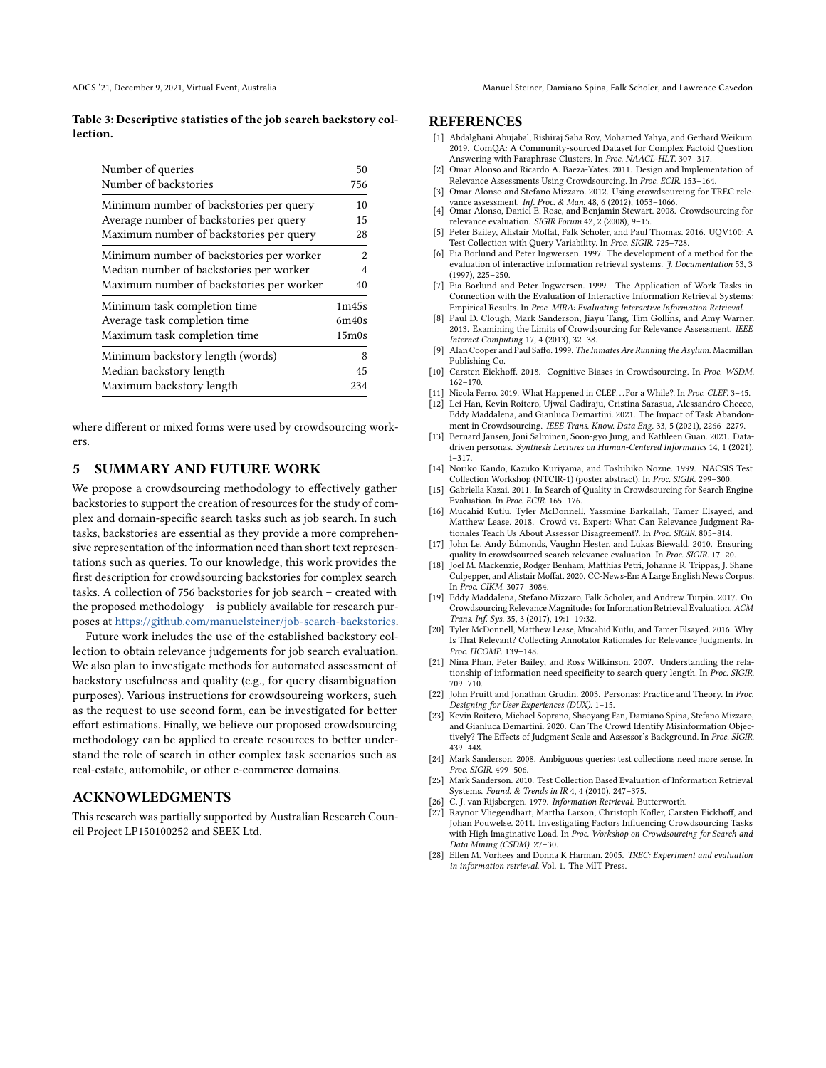**Table 3: Descriptive statistics of the job search backstory collection.**

| | |
|---|---|
| Number of queries | 50 |
| Number of backstories | 756 |
| Minimum number of backstories per query | 10 |
| Average number of backstories per query | 15 |
| Maximum number of backstories per query | 28 |
| Minimum number of backstories per worker | 2 |
| Median number of backstories per worker | 4 |
| Maximum number of backstories per worker | 40 |
| Minimum task completion time | 1m45s |
| Average task completion time | 6m40s |
| Maximum task completion time | 15m0s |
| Minimum backstory length (words) | 8 |
| Median backstory length | 45 |
| Maximum backstory length | 234 |

where different or mixed forms were used by crowdsourcing workers.

## 5 SUMMARY AND FUTURE WORK

We propose a crowdsourcing methodology to effectively gather backstories to support the creation of resources for the study of complex and domain-specific search tasks such as job search. In such tasks, backstories are essential as they provide a more comprehensive representation of the information need than short text representations such as queries. To our knowledge, this work provides the first description for crowdsourcing backstories for complex search tasks. A collection of 756 backstories for job search – created with the proposed methodology – is publicly available for research purposes at https://github.com/manuelsteiner/job-search-backstories.

Future work includes the use of the established backstory collection to obtain relevance judgements for job search evaluation. We also plan to investigate methods for automated assessment of backstory usefulness and quality (e.g., for query disambiguation purposes). Various instructions for crowdsourcing workers, such as the request to use second form, can be investigated for better effort estimations. Finally, we believe our proposed crowdsourcing methodology can be applied to create resources to better understand the role of search in other complex task scenarios such as real-estate, automobile, or other e-commerce domains.

## ACKNOWLEDGMENTS

This research was partially supported by Australian Research Council Project LP150100252 and SEEK Ltd.

## REFERENCES

- [1] Abdalghani Abujabal, Rishiraj Saha Roy, Mohamed Yahya, and Gerhard Weikum. 2019. ComQA: A Community-sourced Dataset for Complex Factoid Question Answering with Paraphrase Clusters. In *Proc. NAACL-HLT*. 307–317.
- [2] Omar Alonso and Ricardo A. Baeza-Yates. 2011. Design and Implementation of Relevance Assessments Using Crowdsourcing. In *Proc. ECIR*. 153–164.
- [3] Omar Alonso and Stefano Mizzaro. 2012. Using crowdsourcing for TREC relevance assessment. *Inf. Proc. & Man.* 48, 6 (2012), 1053–1066.
- [4] Omar Alonso, Daniel E. Rose, and Benjamin Stewart. 2008. Crowdsourcing for relevance evaluation. *SIGIR Forum* 42, 2 (2008), 9–15.
- [5] Peter Bailey, Alistair Moffat, Falk Scholer, and Paul Thomas. 2016. UQV100: A Test Collection with Query Variability. In *Proc. SIGIR*. 725–728.
- [6] Pia Borlund and Peter Ingwersen. 1997. The development of a method for the evaluation of interactive information retrieval systems. *J. Documentation* 53, 3 (1997), 225–250.
- [7] Pia Borlund and Peter Ingwersen. 1999. The Application of Work Tasks in Connection with the Evaluation of Interactive Information Retrieval Systems: Empirical Results. In *Proc. MIRA: Evaluating Interactive Information Retrieval*.
- [8] Paul D. Clough, Mark Sanderson, Jiayu Tang, Tim Gollins, and Amy Warner. 2013. Examining the Limits of Crowdsourcing for Relevance Assessment. *IEEE Internet Computing* 17, 4 (2013), 32–38.
- [9] Alan Cooper and Paul Saffo. 1999. *The Inmates Are Running the Asylum*. Macmillan Publishing Co.
- [10] Carsten Eickhoff. 2018. Cognitive Biases in Crowdsourcing. In *Proc. WSDM*. 162–170.
- [11] Nicola Ferro. 2019. What Happened in CLEF… For a While?. In *Proc. CLEF*. 3–45.
- [12] Lei Han, Kevin Roitero, Ujwal Gadiraju, Cristina Sarasua, Alessandro Checco, Eddy Maddalena, and Gianluca Demartini. 2021. The Impact of Task Abandonment in Crowdsourcing. *IEEE Trans. Know. Data Eng.* 33, 5 (2021), 2266–2279.
- [13] Bernard Jansen, Joni Salminen, Soon-gyo Jung, and Kathleen Guan. 2021. Data-driven personas. *Synthesis Lectures on Human-Centered Informatics* 14, 1 (2021), i–317.
- [14] Noriko Kando, Kazuko Kuriyama, and Toshihiko Nozue. 1999. NACSIS Test Collection Workshop (NTCIR-1) (poster abstract). In *Proc. SIGIR*. 299–300.
- [15] Gabriella Kazai. 2011. In Search of Quality in Crowdsourcing for Search Engine Evaluation. In *Proc. ECIR*. 165–176.
- [16] Mucahid Kutlu, Tyler McDonnell, Yassmine Barkallah, Tamer Elsayed, and Matthew Lease. 2018. Crowd vs. Expert: What Can Relevance Judgment Rationales Teach Us About Assessor Disagreement?. In *Proc. SIGIR*. 805–814.
- [17] John Le, Andy Edmonds, Vaughn Hester, and Lukas Biewald. 2010. Ensuring quality in crowdsourced search relevance evaluation. In *Proc. SIGIR*. 17–20.
- [18] Joel M. Mackenzie, Rodger Benham, Matthias Petri, Johanne R. Trippas, J. Shane Culpepper, and Alistair Moffat. 2020. CC-News-En: A Large English News Corpus. In *Proc. CIKM*. 3077–3084.
- [19] Eddy Maddalena, Stefano Mizzaro, Falk Scholer, and Andrew Turpin. 2017. On Crowdsourcing Relevance Magnitudes for Information Retrieval Evaluation. *ACM Trans. Inf. Sys.* 35, 3 (2017), 19:1–19:32.
- [20] Tyler McDonnell, Matthew Lease, Mucahid Kutlu, and Tamer Elsayed. 2016. Why Is That Relevant? Collecting Annotator Rationales for Relevance Judgments. In *Proc. HCOMP*. 139–148.
- [21] Nina Phan, Peter Bailey, and Ross Wilkinson. 2007. Understanding the relationship of information need specificity to search query length. In *Proc. SIGIR*. 709–710.
- [22] John Pruitt and Jonathan Grudin. 2003. Personas: Practice and Theory. In *Proc. Designing for User Experiences (DUX)*. 1–15.
- [23] Kevin Roitero, Michael Soprano, Shaoyang Fan, Damiano Spina, Stefano Mizzaro, and Gianluca Demartini. 2020. Can The Crowd Identify Misinformation Objectively? The Effects of Judgment Scale and Assessor's Background. In *Proc. SIGIR*. 439–448.
- [24] Mark Sanderson. 2008. Ambiguous queries: test collections need more sense. In *Proc. SIGIR*. 499–506.
- [25] Mark Sanderson. 2010. Test Collection Based Evaluation of Information Retrieval Systems. *Found. & Trends in IR* 4, 4 (2010), 247–375.
- [26] C. J. van Rijsbergen. 1979. *Information Retrieval*. Butterworth.
- [27] Raynor Vliegendhart, Martha Larson, Christoph Kofler, Carsten Eickhoff, and Johan Pouwelse. 2011. Investigating Factors Influencing Crowdsourcing Tasks with High Imaginative Load. In *Proc. Workshop on Crowdsourcing for Search and Data Mining (CSDM)*. 27–30.
- [28] Ellen M. Voorhees and Donna K Harman. 2005. *TREC: Experiment and evaluation in information retrieval*. Vol. 1. The MIT Press.